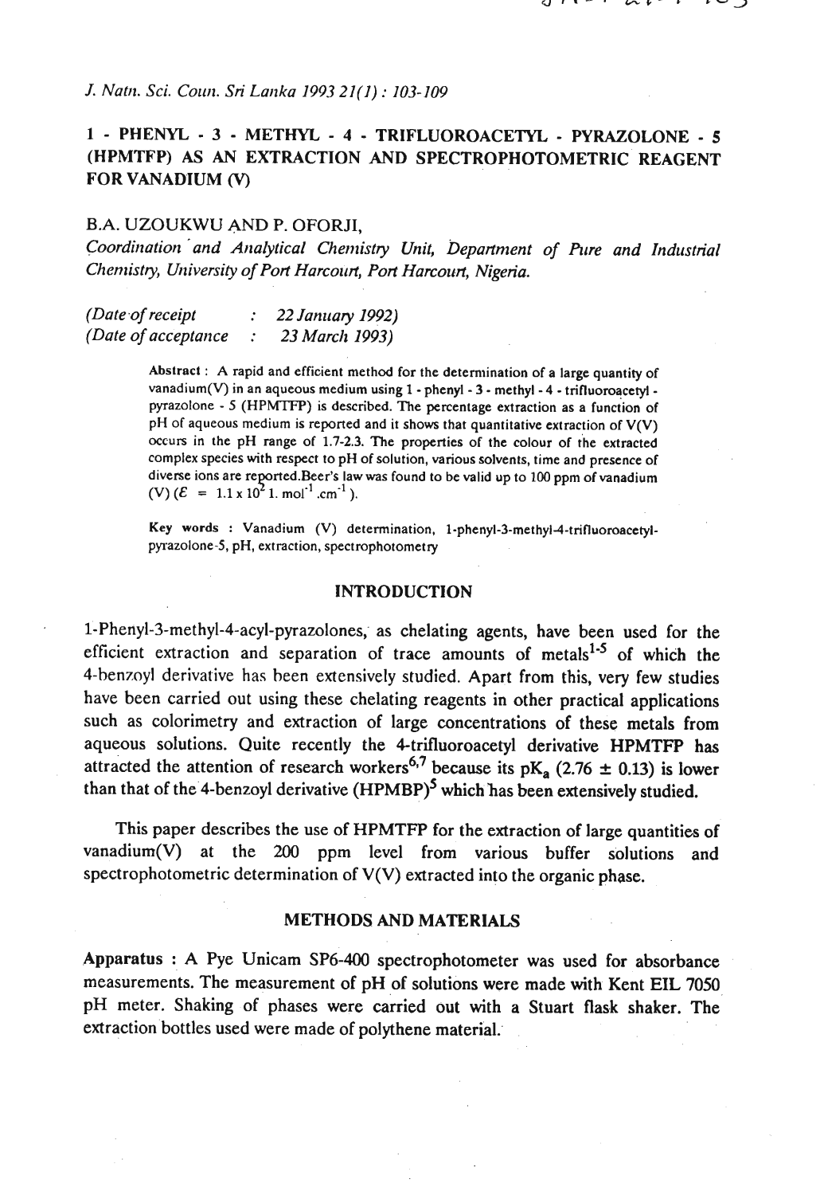# 1 - PHENYL - 3 - METHYL - 4 - TRIFLUOROACETYL - PYRAZOLONE - 5 (HPMTFP) AS AN EXTRACTION AND SPECTROPHOTOMETRIC REAGENT FOR VANADIUM (V)

B.A. UZOUKWU AND P. OFORJI,

*Coordination and Analytical Chemistry Unit, Department of Pure and Industrial Chemistry, University of Port Harcourt, Port Harcourt, Nigeria.*

*(Date of receipt : 22 January 1992)*
*(Date of acceptance : 23 March 1993)*

**Abstract :** A rapid and efficient method for the determination of a large quantity of vanadium(V) in an aqueous medium using 1 - phenyl - 3 - methyl - 4 - trifluoroacetyl - pyrazolone - 5 (HPMTFP) is described. The percentage extraction as a function of pH of aqueous medium is reported and it shows that quantitative extraction of V(V) occurs in the pH range of 1.7-2.3. The properties of the colour of the extracted complex species with respect to pH of solution, various solvents, time and presence of diverse ions are reported. Beer's law was found to be valid up to 100 ppm of vanadium (V) ($\varepsilon$ = $1.1 \times 10^{2}$ l. mol$^{-1}$ .cm$^{-1}$ ).

**Key words :** Vanadium (V) determination, 1-phenyl-3-methyl-4-trifluoroacetyl-pyrazolone-5, pH, extraction, spectrophotometry

## INTRODUCTION

1-Phenyl-3-methyl-4-acyl-pyrazolones, as chelating agents, have been used for the efficient extraction and separation of trace amounts of metals[1-5] of which the 4-benzoyl derivative has been extensively studied. Apart from this, very few studies have been carried out using these chelating reagents in other practical applications such as colorimetry and extraction of large concentrations of these metals from aqueous solutions. Quite recently the 4-trifluoroacetyl derivative HPMTFP has attracted the attention of research workers[6,7] because its $pK_a$ (2.76 $\pm$ 0.13) is lower than that of the 4-benzoyl derivative (HPMBP)[5] which has been extensively studied.

This paper describes the use of HPMTFP for the extraction of large quantities of vanadium(V) at the 200 ppm level from various buffer solutions and spectrophotometric determination of V(V) extracted into the organic phase.

## METHODS AND MATERIALS

**Apparatus :** A Pye Unicam SP6-400 spectrophotometer was used for absorbance measurements. The measurement of pH of solutions were made with Kent EIL 7050 pH meter. Shaking of phases were carried out with a Stuart flask shaker. The extraction bottles used were made of polythene material.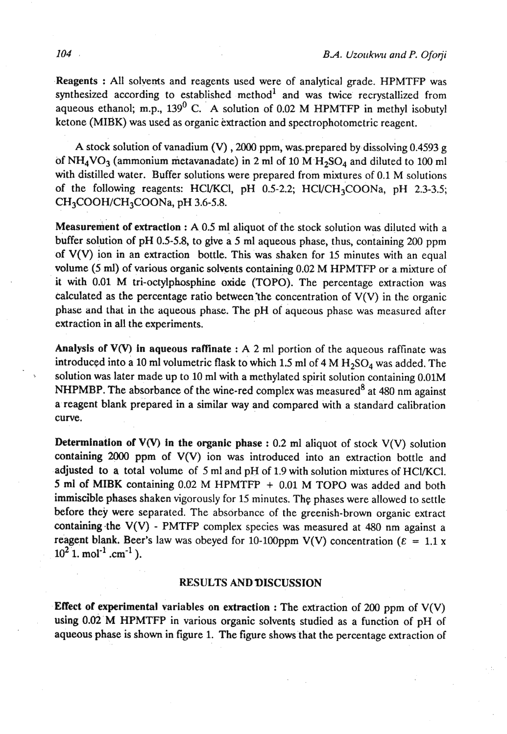**Reagents :** All solvents and reagents used were of analytical grade. HPMTFP was synthesized according to established method[1] and was twice recrystallized from aqueous ethanol; m.p., $139^0$ C. A solution of 0.02 M HPMTFP in methyl isobutyl ketone (MIBK) was used as organic extraction and spectrophotometric reagent.

A stock solution of vanadium (V) , 2000 ppm, was prepared by dissolving 0.4593 g of $NH_4VO_3$ (ammonium metavanadate) in 2 ml of 10 M $H_2SO_4$ and diluted to 100 ml with distilled water. Buffer solutions were prepared from mixtures of 0.1 M solutions of the following reagents: HCl/KCl, pH 0.5-2.2; HCl/$CH_3COONa$, pH 2.3-3.5; $CH_3COOH$/$CH_3COONa$, pH 3.6-5.8.

**Measurement of extraction :** A 0.5 ml aliquot of the stock solution was diluted with a buffer solution of pH 0.5-5.8, to give a 5 ml aqueous phase, thus, containing 200 ppm of V(V) ion in an extraction bottle. This was shaken for 15 minutes with an equal volume (5 ml) of various organic solvents containing 0.02 M HPMTFP or a mixture of it with 0.01 M tri-octylphosphine oxide (TOPO). The percentage extraction was calculated as the percentage ratio between the concentration of V(V) in the organic phase and that in the aqueous phase. The pH of aqueous phase was measured after extraction in all the experiments.

**Analysis of V(V) in aqueous raffinate :** A 2 ml portion of the aqueous raffinate was introduced into a 10 ml volumetric flask to which 1.5 ml of 4 M $H_2SO_4$ was added. The solution was later made up to 10 ml with a methylated spirit solution containing 0.01M NHPMBP. The absorbance of the wine-red complex was measured[8] at 480 nm against a reagent blank prepared in a similar way and compared with a standard calibration curve.

**Determination of V(V) in the organic phase :** 0.2 ml aliquot of stock V(V) solution containing 2000 ppm of V(V) ion was introduced into an extraction bottle and adjusted to a total volume of 5 ml and pH of 1.9 with solution mixtures of HCl/KCl. 5 ml of MIBK containing 0.02 M HPMTFP + 0.01 M TOPO was added and both immiscible phases shaken vigorously for 15 minutes. The phases were allowed to settle before they were separated. The absorbance of the greenish-brown organic extract containing the V(V) - PMTFP complex species was measured at 480 nm against a reagent blank. Beer's law was obeyed for 10-100ppm V(V) concentration ($\varepsilon = 1.1 \times 10^2$ l. mol$^{-1}$ .cm$^{-1}$ ).

## RESULTS AND DISCUSSION

**Effect of experimental variables on extraction :** The extraction of 200 ppm of V(V) using 0.02 M HPMTFP in various organic solvents studied as a function of pH of aqueous phase is shown in figure 1. The figure shows that the percentage extraction of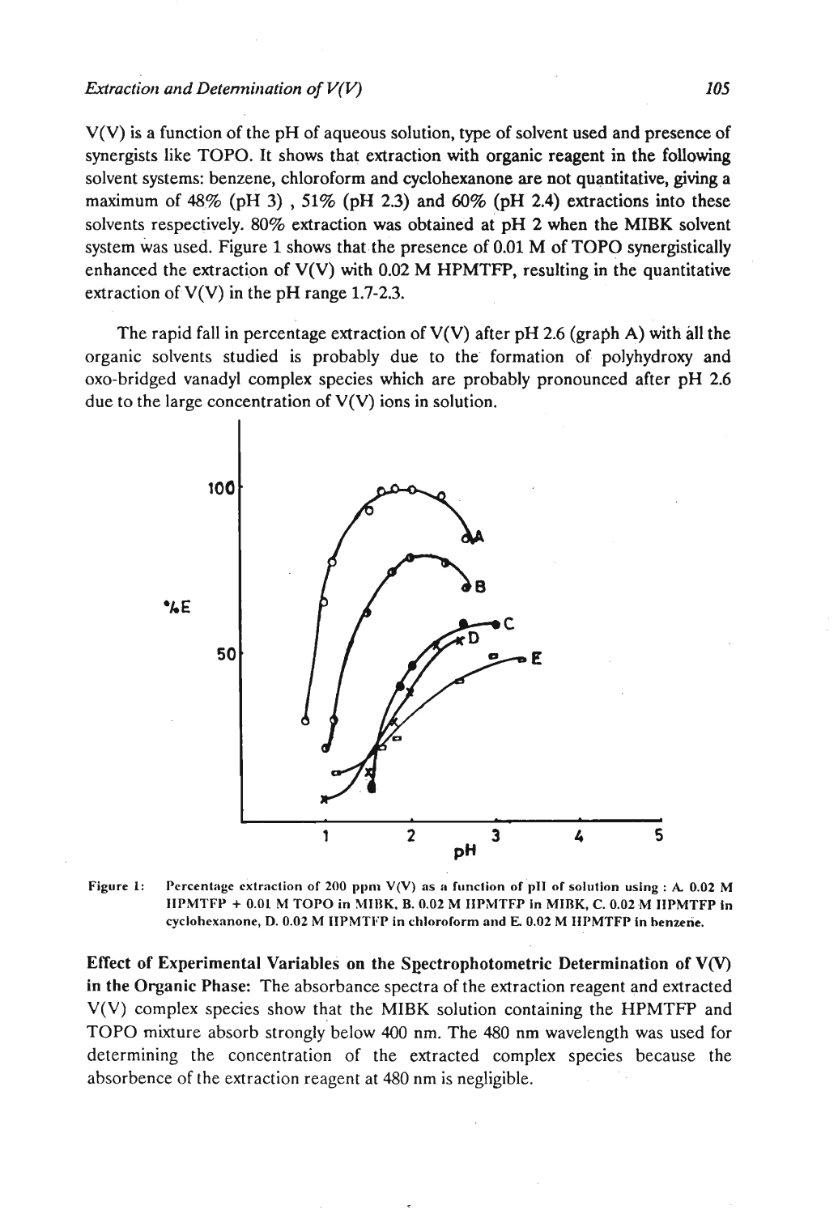V(V) is a function of the pH of aqueous solution, type of solvent used and presence of synergists like TOPO. It shows that extraction with organic reagent in the following solvent systems: benzene, chloroform and cyclohexanone are not quantitative, giving a maximum of 48% (pH 3) , 51% (pH 2.3) and 60% (pH 2.4) extractions into these solvents respectively. 80% extraction was obtained at pH 2 when the MIBK solvent system was used. Figure 1 shows that the presence of 0.01 M of TOPO synergistically enhanced the extraction of V(V) with 0.02 M HPMTFP, resulting in the quantitative extraction of V(V) in the pH range 1.7-2.3.

The rapid fall in percentage extraction of V(V) after pH 2.6 (graph A) with all the organic solvents studied is probably due to the formation of polyhydroxy and oxo-bridged vanadyl complex species which are probably pronounced after pH 2.6 due to the large concentration of V(V) ions in solution.

Figure 1: Percentage extraction of 200 ppm V(V) as a function of pH of solution using : A. 0.02 M HPMTFP + 0.01 M TOPO in MIBK, B. 0.02 M HPMTFP in MIBK, C. 0.02 M HPMTFP in cyclohexanone, D. 0.02 M HPMTFP in chloroform and E. 0.02 M HPMTFP in benzene.

**Effect of Experimental Variables on the Spectrophotometric Determination of V(V) in the Organic Phase:** The absorbance spectra of the extraction reagent and extracted V(V) complex species show that the MIBK solution containing the HPMTFP and TOPO mixture absorb strongly below 400 nm. The 480 nm wavelength was used for determining the concentration of the extracted complex species because the absorbence of the extraction reagent at 480 nm is negligible.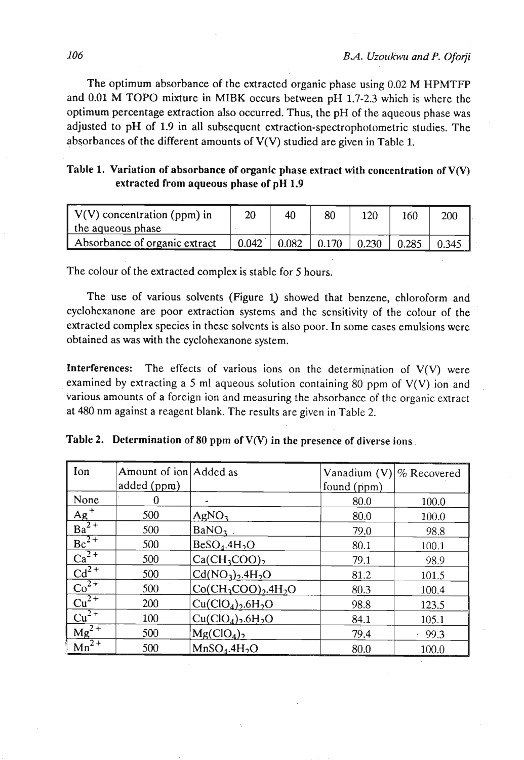The optimum absorbance of the extracted organic phase using 0.02 M HPMTFP and 0.01 M TOPO mixture in MIBK occurs between pH 1.7-2.3 which is where the optimum percentage extraction also occurred. Thus, the pH of the aqueous phase was adjusted to pH of 1.9 in all subsequent extraction-spectrophotometric studies. The absorbances of the different amounts of V(V) studied are given in Table 1.

**Table 1. Variation of absorbance of organic phase extract with concentration of V(V) extracted from aqueous phase of pH 1.9**

| V(V) concentration (ppm) in the aqueous phase | 20 | 40 | 80 | 120 | 160 | 200 |
|---|---|---|---|---|---|---|
| Absorbance of organic extract | 0.042 | 0.082 | 0.170 | 0.230 | 0.285 | 0.345 |

The colour of the extracted complex is stable for 5 hours.

The use of various solvents (Figure 1) showed that benzene, chloroform and cyclohexanone are poor extraction systems and the sensitivity of the colour of the extracted complex species in these solvents is also poor. In some cases emulsions were obtained as was with the cyclohexanone system.

**Interferences:** The effects of various ions on the determination of V(V) were examined by extracting a 5 ml aqueous solution containing 80 ppm of V(V) ion and various amounts of a foreign ion and measuring the absorbance of the organic extract at 480 nm against a reagent blank. The results are given in Table 2.

**Table 2. Determination of 80 ppm of V(V) in the presence of diverse ions**

| Ion | Amount of ion added (ppm) | Added as | Vanadium (V) found (ppm) | % Recovered |
|---|---|---|---|---|
| None | 0 | - | 80.0 | 100.0 |
| $Ag^{+}$ | 500 | $AgNO_3$ | 80.0 | 100.0 |
| $Ba^{2+}$ | 500 | $BaNO_3$ | 79.0 | 98.8 |
| $Be^{2+}$ | 500 | $BeSO_4.4H_2O$ | 80.1 | 100.1 |
| $Ca^{2+}$ | 500 | $Ca(CH_3COO)_2$ | 79.1 | 98.9 |
| $Cd^{2+}$ | 500 | $Cd(NO_3)_2.4H_2O$ | 81.2 | 101.5 |
| $Co^{2+}$ | 500 | $Co(CH_3COO)_2.4H_2O$ | 80.3 | 100.4 |
| $Cu^{2+}$ | 200 | $Cu(ClO_4)_2.6H_2O$ | 98.8 | 123.5 |
| $Cu^{2+}$ | 100 | $Cu(ClO_4)_2.6H_2O$ | 84.1 | 105.1 |
| $Mg^{2+}$ | 500 | $Mg(ClO_4)_2$ | 79.4 | 99.3 |
| $Mn^{2+}$ | 500 | $MnSO_4.4H_2O$ | 80.0 | 100.0 |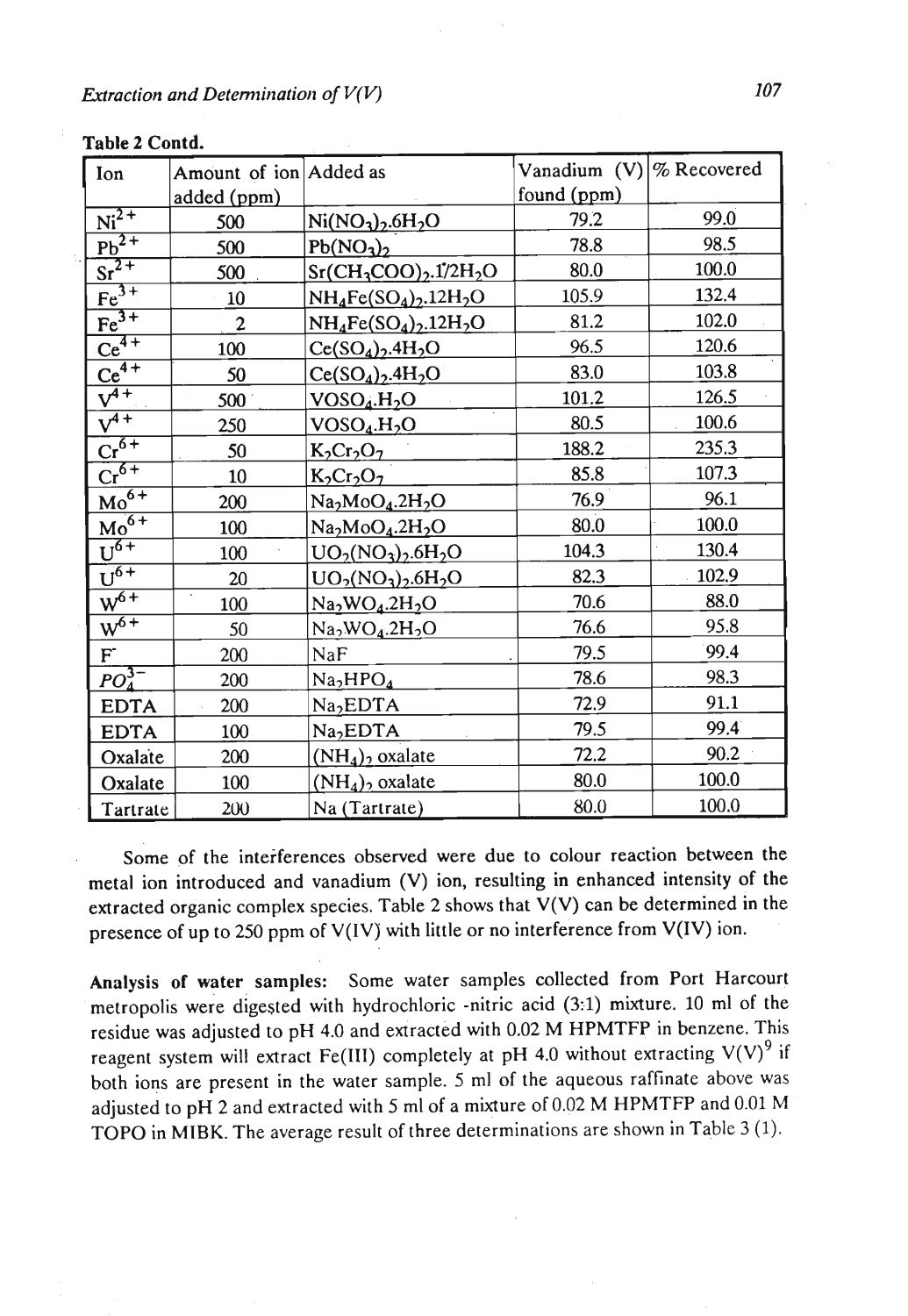**Table 2 Contd.**

| Ion | Amount of ion added (ppm) | Added as | Vanadium (V) found (ppm) | % Recovered |
|---|---|---|---|---|
| $Ni^{2+}$ | 500 | $Ni(NO_3)_2.6H_2O$ | 79.2 | 99.0 |
| $Pb^{2+}$ | 500 | $Pb(NO_3)_2$ | 78.8 | 98.5 |
| $Sr^{2+}$ | 500 | $Sr(CH_3COO)_2.1/2H_2O$ | 80.0 | 100.0 |
| $Fe^{3+}$ | 10 | $NH_4Fe(SO_4)_2.12H_2O$ | 105.9 | 132.4 |
| $Fe^{3+}$ | 2 | $NH_4Fe(SO_4)_2.12H_2O$ | 81.2 | 102.0 |
| $Ce^{4+}$ | 100 | $Ce(SO_4)_2.4H_2O$ | 96.5 | 120.6 |
| $Ce^{4+}$ | 50 | $Ce(SO_4)_2.4H_2O$ | 83.0 | 103.8 |
| $V^{4+}$ | 500 | $VOSO_4.H_2O$ | 101.2 | 126.5 |
| $V^{4+}$ | 250 | $VOSO_4.H_2O$ | 80.5 | 100.6 |
| $Cr^{6+}$ | 50 | $K_2Cr_2O_7$ | 188.2 | 235.3 |
| $Cr^{6+}$ | 10 | $K_2Cr_2O_7$ | 85.8 | 107.3 |
| $Mo^{6+}$ | 200 | $Na_2MoO_4.2H_2O$ | 76.9 | 96.1 |
| $Mo^{6+}$ | 100 | $Na_2MoO_4.2H_2O$ | 80.0 | 100.0 |
| $U^{6+}$ | 100 | $UO_2(NO_3)_2.6H_2O$ | 104.3 | 130.4 |
| $U^{6+}$ | 20 | $UO_2(NO_3)_2.6H_2O$ | 82.3 | 102.9 |
| $W^{6+}$ | 100 | $Na_2WO_4.2H_2O$ | 70.6 | 88.0 |
| $W^{6+}$ | 50 | $Na_2WO_4.2H_2O$ | 76.6 | 95.8 |
| $F^-$ | 200 | NaF | 79.5 | 99.4 |
| $PO_4^{3-}$ | 200 | $Na_2HPO_4$ | 78.6 | 98.3 |
| EDTA | 200 | $Na_2EDTA$ | 72.9 | 91.1 |
| EDTA | 100 | $Na_2EDTA$ | 79.5 | 99.4 |
| Oxalate | 200 | $(NH_4)_2$ oxalate | 72.2 | 90.2 |
| Oxalate | 100 | $(NH_4)_2$ oxalate | 80.0 | 100.0 |
| Tartrate | 200 | Na (Tartrate) | 80.0 | 100.0 |

Some of the interferences observed were due to colour reaction between the metal ion introduced and vanadium (V) ion, resulting in enhanced intensity of the extracted organic complex species. Table 2 shows that V(V) can be determined in the presence of up to 250 ppm of V(IV) with little or no interference from V(IV) ion.

**Analysis of water samples:** Some water samples collected from Port Harcourt metropolis were digested with hydrochloric -nitric acid (3:1) mixture. 10 ml of the residue was adjusted to pH 4.0 and extracted with 0.02 M HPMTFP in benzene. This reagent system will extract Fe(III) completely at pH 4.0 without extracting V(V)[9] if both ions are present in the water sample. 5 ml of the aqueous raffinate above was adjusted to pH 2 and extracted with 5 ml of a mixture of 0.02 M HPMTFP and 0.01 M TOPO in MIBK. The average result of three determinations are shown in Table 3 (1).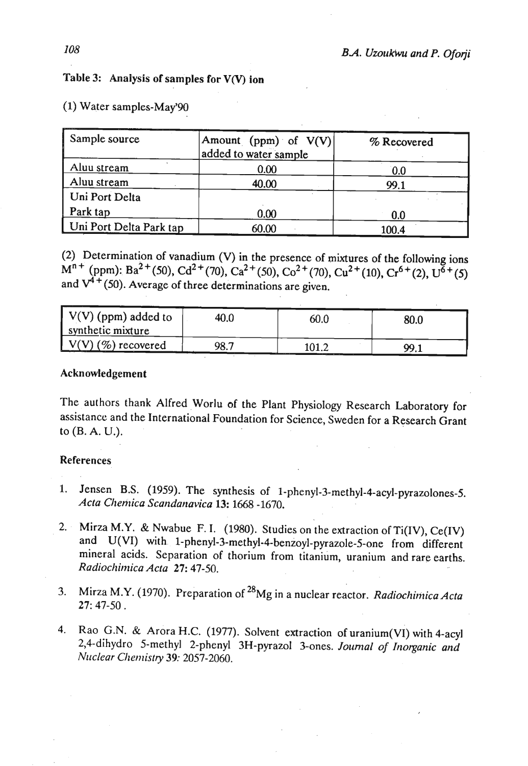**Table 3: Analysis of samples for V(V) ion**

(1) Water samples-May'90

| Sample source | Amount (ppm) of V(V) added to water sample | % Recovered |
|---|---|---|
| Aluu stream | 0.00 | 0.0 |
| Aluu stream | 40.00 | 99.1 |
| Uni Port Delta Park tap | 0.00 | 0.0 |
| Uni Port Delta Park tap | 60.00 | 100.4 |

(2) Determination of vanadium (V) in the presence of mixtures of the following ions $M^{n+}$ (ppm): $Ba^{2+}$(50), $Cd^{2+}$(70), $Ca^{2+}$(50), $Co^{2+}$(70), $Cu^{2+}$(10), $Cr^{6+}$(2), $U^{6+}$(5) and $V^{4+}$(50). Average of three determinations are given.

| V(V) (ppm) added to synthetic mixture | 40.0 | 60.0 | 80.0 |
|---|---|---|---|
| V(V) (%) recovered | 98.7 | 101.2 | 99.1 |

## Acknowledgement

The authors thank Alfred Worlu of the Plant Physiology Research Laboratory for assistance and the International Foundation for Science, Sweden for a Research Grant to (B. A. U.).

## References

1. Jensen B.S. (1959). The synthesis of 1-phenyl-3-methyl-4-acyl-pyrazolones-5. *Acta Chemica Scandanavica* **13:** 1668 -1670.

2. Mirza M.Y. & Nwabue F. I. (1980). Studies on the extraction of Ti(IV), Ce(IV) and U(VI) with 1-phenyl-3-methyl-4-benzoyl-pyrazole-5-one from different mineral acids. Separation of thorium from titanium, uranium and rare earths. *Radiochimica Acta* **27:** 47-50.

3. Mirza M.Y. (1970). Preparation of $^{28}Mg$ in a nuclear reactor. *Radiochimica Acta* **27:** 47-50 .

4. Rao G.N. & Arora H.C. (1977). Solvent extraction of uranium(VI) with 4-acyl 2,4-dihydro 5-methyl 2-phenyl 3H-pyrazol 3-ones. *Journal of Inorganic and Nuclear Chemistry* **39:** 2057-2060.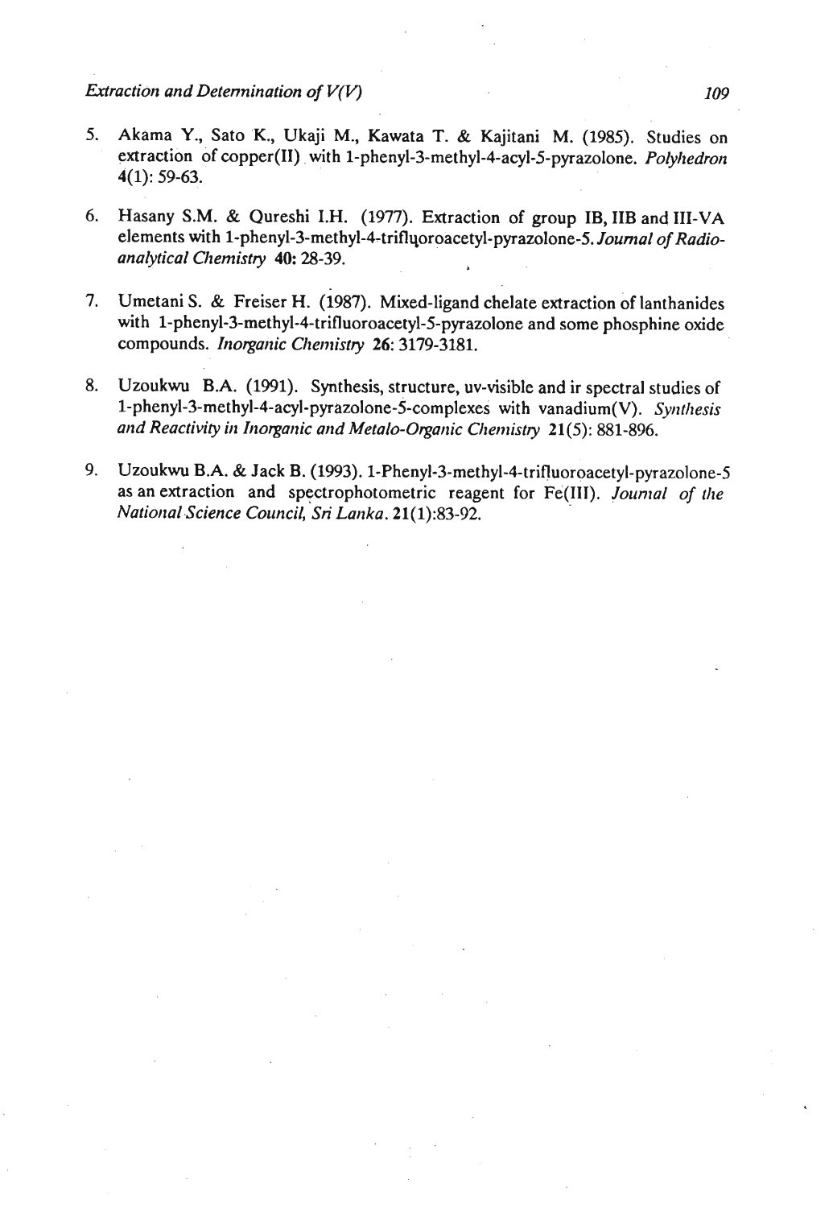5. Akama Y., Sato K., Ukaji M., Kawata T. & Kajitani M. (1985). Studies on extraction of copper(II) with 1-phenyl-3-methyl-4-acyl-5-pyrazolone. *Polyhedron* 4(1): 59-63.

6. Hasany S.M. & Qureshi I.H. (1977). Extraction of group IB, IIB and III-VA elements with 1-phenyl-3-methyl-4-trifluoroacetyl-pyrazolone-5. *Journal of Radioanalytical Chemistry* **40:** 28-39.

7. Umetani S. & Freiser H. (1987). Mixed-ligand chelate extraction of lanthanides with 1-phenyl-3-methyl-4-trifluoroacetyl-5-pyrazolone and some phosphine oxide compounds. *Inorganic Chemistry* **26:** 3179-3181.

8. Uzoukwu B.A. (1991). Synthesis, structure, uv-visible and ir spectral studies of 1-phenyl-3-methyl-4-acyl-pyrazolone-5-complexes with vanadium(V). *Synthesis and Reactivity in Inorganic and Metalo-Organic Chemistry* **21**(5): 881-896.

9. Uzoukwu B.A. & Jack B. (1993). 1-Phenyl-3-methyl-4-trifluoroacetyl-pyrazolone-5 as an extraction and spectrophotometric reagent for Fe(III). *Journal of the National Science Council, Sri Lanka*. **21**(1):83-92.